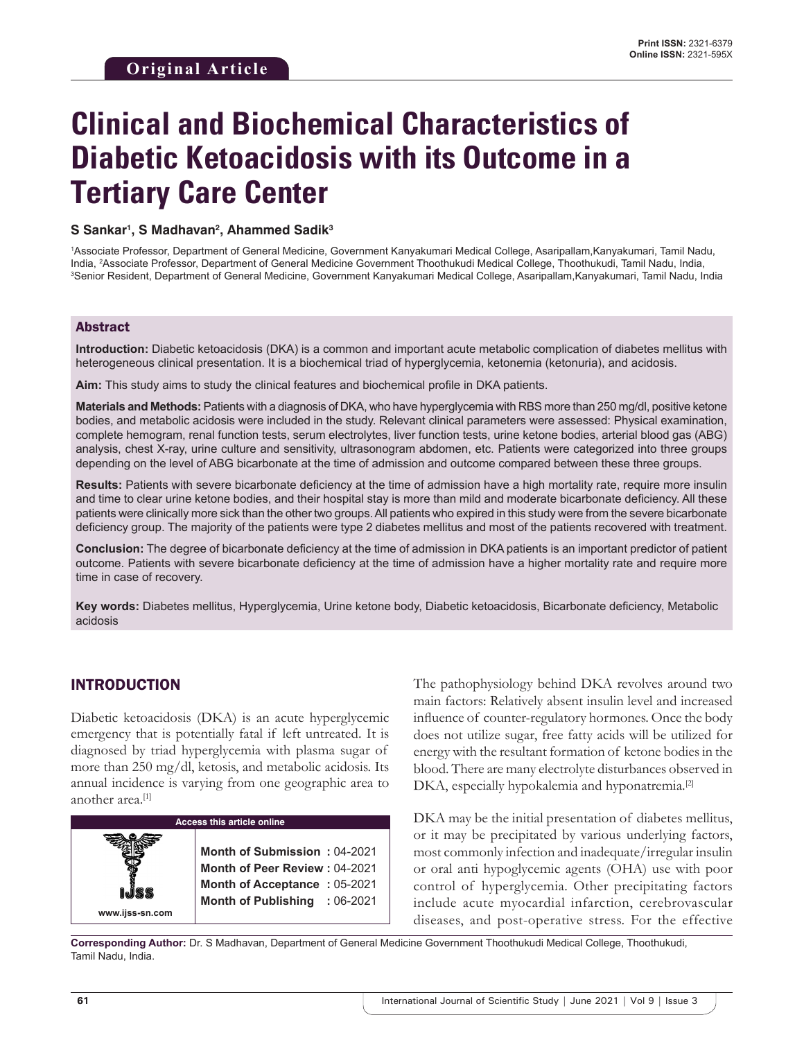Original Article

# Clinical and Biochemical Characteristics of Diabetic Ketoacidosis with its Outcome in a Tertiary Care Center

**S Sankar[1], S Madhavan[2], Ahammed Sadik[3]**

[1]Associate Professor, Department of General Medicine, Government Kanyakumari Medical College, Asaripallam,Kanyakumari, Tamil Nadu, India, [2]Associate Professor, Department of General Medicine Government Thoothukudi Medical College, Thoothukudi, Tamil Nadu, India, [3]Senior Resident, Department of General Medicine, Government Kanyakumari Medical College, Asaripallam,Kanyakumari, Tamil Nadu, India

## Abstract

**Introduction:** Diabetic ketoacidosis (DKA) is a common and important acute metabolic complication of diabetes mellitus with heterogeneous clinical presentation. It is a biochemical triad of hyperglycemia, ketonemia (ketonuria), and acidosis.

**Aim:** This study aims to study the clinical features and biochemical profile in DKA patients.

**Materials and Methods:** Patients with a diagnosis of DKA, who have hyperglycemia with RBS more than 250 mg/dl, positive ketone bodies, and metabolic acidosis were included in the study. Relevant clinical parameters were assessed: Physical examination, complete hemogram, renal function tests, serum electrolytes, liver function tests, urine ketone bodies, arterial blood gas (ABG) analysis, chest X-ray, urine culture and sensitivity, ultrasonogram abdomen, etc. Patients were categorized into three groups depending on the level of ABG bicarbonate at the time of admission and outcome compared between these three groups.

**Results:** Patients with severe bicarbonate deficiency at the time of admission have a high mortality rate, require more insulin and time to clear urine ketone bodies, and their hospital stay is more than mild and moderate bicarbonate deficiency. All these patients were clinically more sick than the other two groups. All patients who expired in this study were from the severe bicarbonate deficiency group. The majority of the patients were type 2 diabetes mellitus and most of the patients recovered with treatment.

**Conclusion:** The degree of bicarbonate deficiency at the time of admission in DKA patients is an important predictor of patient outcome. Patients with severe bicarbonate deficiency at the time of admission have a higher mortality rate and require more time in case of recovery.

**Key words:** Diabetes mellitus, Hyperglycemia, Urine ketone body, Diabetic ketoacidosis, Bicarbonate deficiency, Metabolic acidosis

## INTRODUCTION

Diabetic ketoacidosis (DKA) is an acute hyperglycemic emergency that is potentially fatal if left untreated. It is diagnosed by triad hyperglycemia with plasma sugar of more than 250 mg/dl, ketosis, and metabolic acidosis. Its annual incidence is varying from one geographic area to another area.[1]

| Access this article online | |
|---|---|
| www.ijss-sn.com | **Month of Submission :** 04-2021 |
| | **Month of Peer Review :** 04-2021 |
| | **Month of Acceptance :** 05-2021 |
| | **Month of Publishing :** 06-2021 |

The pathophysiology behind DKA revolves around two main factors: Relatively absent insulin level and increased influence of counter-regulatory hormones. Once the body does not utilize sugar, free fatty acids will be utilized for energy with the resultant formation of ketone bodies in the blood. There are many electrolyte disturbances observed in DKA, especially hypokalemia and hyponatremia.[2]

DKA may be the initial presentation of diabetes mellitus, or it may be precipitated by various underlying factors, most commonly infection and inadequate/irregular insulin or oral anti hypoglycemic agents (OHA) use with poor control of hyperglycemia. Other precipitating factors include acute myocardial infarction, cerebrovascular diseases, and post-operative stress. For the effective

**Corresponding Author:** Dr. S Madhavan, Department of General Medicine Government Thoothukudi Medical College, Thoothukudi, Tamil Nadu, India.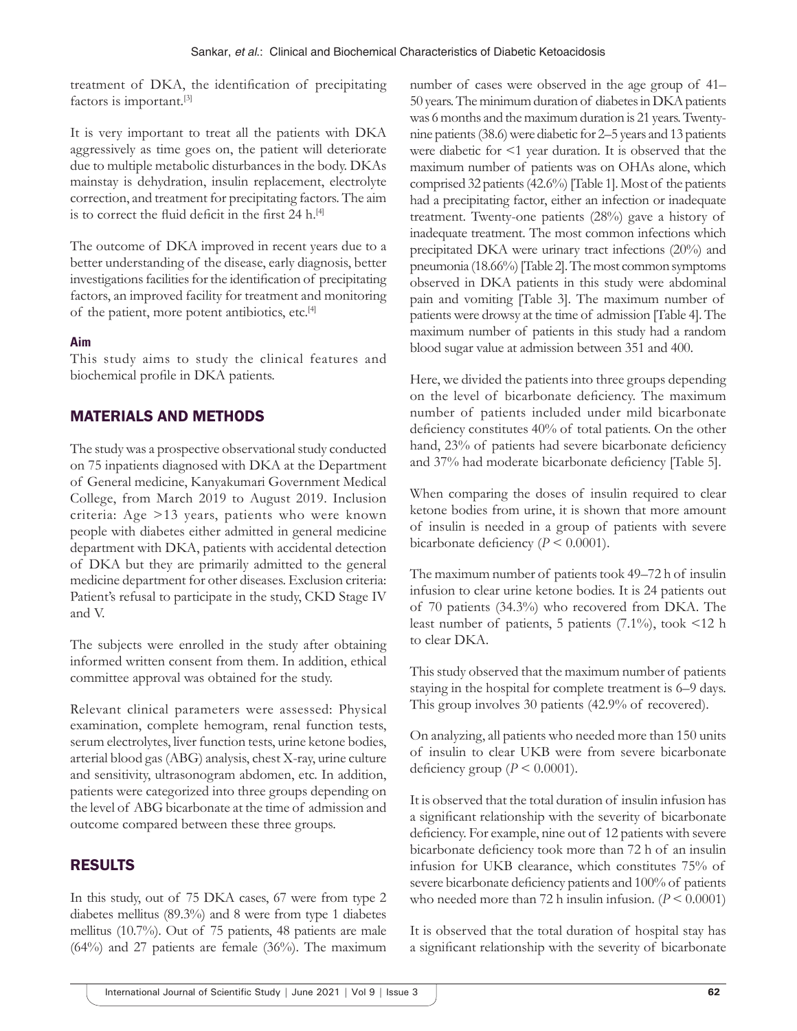treatment of DKA, the identification of precipitating factors is important.[3]

It is very important to treat all the patients with DKA aggressively as time goes on, the patient will deteriorate due to multiple metabolic disturbances in the body. DKAs mainstay is dehydration, insulin replacement, electrolyte correction, and treatment for precipitating factors. The aim is to correct the fluid deficit in the first 24 h.[4]

The outcome of DKA improved in recent years due to a better understanding of the disease, early diagnosis, better investigations facilities for the identification of precipitating factors, an improved facility for treatment and monitoring of the patient, more potent antibiotics, etc.[4]

### Aim

This study aims to study the clinical features and biochemical profile in DKA patients.

## MATERIALS AND METHODS

The study was a prospective observational study conducted on 75 inpatients diagnosed with DKA at the Department of General medicine, Kanyakumari Government Medical College, from March 2019 to August 2019. Inclusion criteria: Age >13 years, patients who were known people with diabetes either admitted in general medicine department with DKA, patients with accidental detection of DKA but they are primarily admitted to the general medicine department for other diseases. Exclusion criteria: Patient's refusal to participate in the study, CKD Stage IV and V.

The subjects were enrolled in the study after obtaining informed written consent from them. In addition, ethical committee approval was obtained for the study.

Relevant clinical parameters were assessed: Physical examination, complete hemogram, renal function tests, serum electrolytes, liver function tests, urine ketone bodies, arterial blood gas (ABG) analysis, chest X-ray, urine culture and sensitivity, ultrasonogram abdomen, etc. In addition, patients were categorized into three groups depending on the level of ABG bicarbonate at the time of admission and outcome compared between these three groups.

## RESULTS

In this study, out of 75 DKA cases, 67 were from type 2 diabetes mellitus (89.3%) and 8 were from type 1 diabetes mellitus (10.7%). Out of 75 patients, 48 patients are male (64%) and 27 patients are female (36%). The maximum number of cases were observed in the age group of 41–50 years. The minimum duration of diabetes in DKA patients was 6 months and the maximum duration is 21 years. Twenty-nine patients (38.6) were diabetic for 2–5 years and 13 patients were diabetic for <1 year duration. It is observed that the maximum number of patients was on OHAs alone, which comprised 32 patients (42.6%) [Table 1]. Most of the patients had a precipitating factor, either an infection or inadequate treatment. Twenty-one patients (28%) gave a history of inadequate treatment. The most common infections which precipitated DKA were urinary tract infections (20%) and pneumonia (18.66%) [Table 2]. The most common symptoms observed in DKA patients in this study were abdominal pain and vomiting [Table 3]. The maximum number of patients were drowsy at the time of admission [Table 4]. The maximum number of patients in this study had a random blood sugar value at admission between 351 and 400.

Here, we divided the patients into three groups depending on the level of bicarbonate deficiency. The maximum number of patients included under mild bicarbonate deficiency constitutes 40% of total patients. On the other hand, 23% of patients had severe bicarbonate deficiency and 37% had moderate bicarbonate deficiency [Table 5].

When comparing the doses of insulin required to clear ketone bodies from urine, it is shown that more amount of insulin is needed in a group of patients with severe bicarbonate deficiency ($P < 0.0001$).

The maximum number of patients took 49–72 h of insulin infusion to clear urine ketone bodies. It is 24 patients out of 70 patients (34.3%) who recovered from DKA. The least number of patients, 5 patients (7.1%), took <12 h to clear DKA.

This study observed that the maximum number of patients staying in the hospital for complete treatment is 6–9 days. This group involves 30 patients (42.9% of recovered).

On analyzing, all patients who needed more than 150 units of insulin to clear UKB were from severe bicarbonate deficiency group ($P < 0.0001$).

It is observed that the total duration of insulin infusion has a significant relationship with the severity of bicarbonate deficiency. For example, nine out of 12 patients with severe bicarbonate deficiency took more than 72 h of an insulin infusion for UKB clearance, which constitutes 75% of severe bicarbonate deficiency patients and 100% of patients who needed more than 72 h insulin infusion. ($P < 0.0001$)

It is observed that the total duration of hospital stay has a significant relationship with the severity of bicarbonate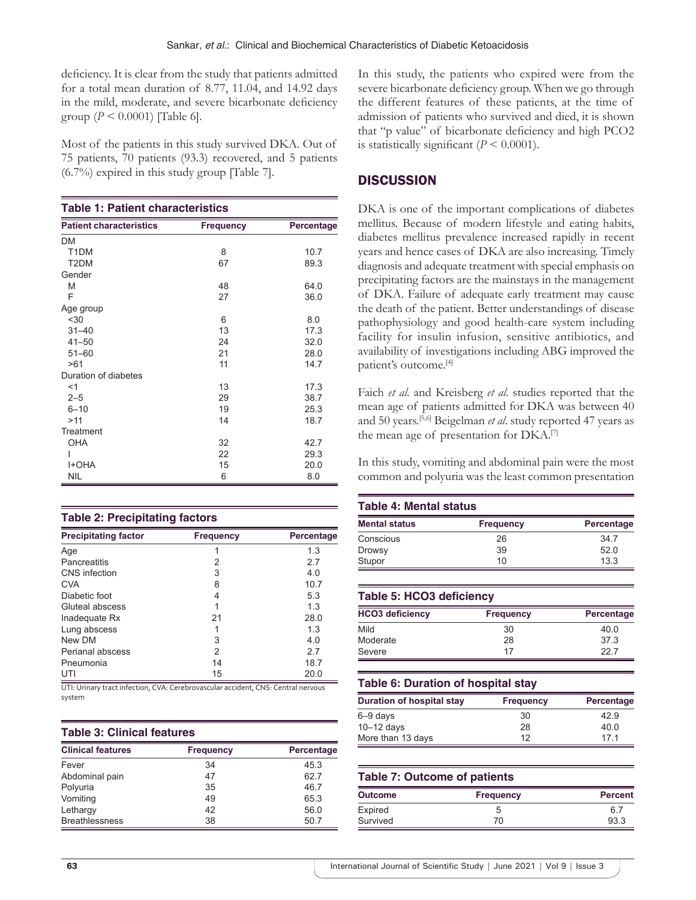deficiency. It is clear from the study that patients admitted for a total mean duration of 8.77, 11.04, and 14.92 days in the mild, moderate, and severe bicarbonate deficiency group ($P < 0.0001$) [Table 6].

Most of the patients in this study survived DKA. Out of 75 patients, 70 patients (93.3) recovered, and 5 patients (6.7%) expired in this study group [Table 7].

**Table 1: Patient characteristics**

| Patient characteristics | Frequency | Percentage |
|---|---|---|
| DM | | |
| T1DM | 8 | 10.7 |
| T2DM | 67 | 89.3 |
| Gender | | |
| M | 48 | 64.0 |
| F | 27 | 36.0 |
| Age group | | |
| <30 | 6 | 8.0 |
| 31–40 | 13 | 17.3 |
| 41–50 | 24 | 32.0 |
| 51–60 | 21 | 28.0 |
| >61 | 11 | 14.7 |
| Duration of diabetes | | |
| <1 | 13 | 17.3 |
| 2–5 | 29 | 38.7 |
| 6–10 | 19 | 25.3 |
| >11 | 14 | 18.7 |
| Treatment | | |
| OHA | 32 | 42.7 |
| I | 22 | 29.3 |
| I+OHA | 15 | 20.0 |
| NIL | 6 | 8.0 |

**Table 2: Precipitating factors**

| Precipitating factor | Frequency | Percentage |
|---|---|---|
| Age | 1 | 1.3 |
| Pancreatitis | 2 | 2.7 |
| CNS infection | 3 | 4.0 |
| CVA | 8 | 10.7 |
| Diabetic foot | 4 | 5.3 |
| Gluteal abscess | 1 | 1.3 |
| Inadequate Rx | 21 | 28.0 |
| Lung abscess | 1 | 1.3 |
| New DM | 3 | 4.0 |
| Perianal abscess | 2 | 2.7 |
| Pneumonia | 14 | 18.7 |
| UTI | 15 | 20.0 |

UTI: Urinary tract infection, CVA: Cerebrovascular accident, CNS: Central nervous system

**Table 3: Clinical features**

| Clinical features | Frequency | Percentage |
|---|---|---|
| Fever | 34 | 45.3 |
| Abdominal pain | 47 | 62.7 |
| Polyuria | 35 | 46.7 |
| Vomiting | 49 | 65.3 |
| Lethargy | 42 | 56.0 |
| Breathlessness | 38 | 50.7 |

In this study, the patients who expired were from the severe bicarbonate deficiency group. When we go through the different features of these patients, at the time of admission of patients who survived and died, it is shown that "p value" of bicarbonate deficiency and high PCO2 is statistically significant ($P < 0.0001$).

## DISCUSSION

DKA is one of the important complications of diabetes mellitus. Because of modern lifestyle and eating habits, diabetes mellitus prevalence increased rapidly in recent years and hence cases of DKA are also increasing. Timely diagnosis and adequate treatment with special emphasis on precipitating factors are the mainstays in the management of DKA. Failure of adequate early treatment may cause the death of the patient. Better understandings of disease pathophysiology and good health-care system including facility for insulin infusion, sensitive antibiotics, and availability of investigations including ABG improved the patient's outcome.[4]

Faich *et al*. and Kreisberg *et al*. studies reported that the mean age of patients admitted for DKA was between 40 and 50 years.[5,6] Beigelman *et al*. study reported 47 years as the mean age of presentation for DKA.[7]

In this study, vomiting and abdominal pain were the most common and polyuria was the least common presentation

**Table 4: Mental status**

| Mental status | Frequency | Percentage |
|---|---|---|
| Conscious | 26 | 34.7 |
| Drowsy | 39 | 52.0 |
| Stupor | 10 | 13.3 |

**Table 5: HCO3 deficiency**

| HCO3 deficiency | Frequency | Percentage |
|---|---|---|
| Mild | 30 | 40.0 |
| Moderate | 28 | 37.3 |
| Severe | 17 | 22.7 |

**Table 6: Duration of hospital stay**

| Duration of hospital stay | Frequency | Percentage |
|---|---|---|
| 6–9 days | 30 | 42.9 |
| 10–12 days | 28 | 40.0 |
| More than 13 days | 12 | 17.1 |

**Table 7: Outcome of patients**

| Outcome | Frequency | Percent |
|---|---|---|
| Expired | 5 | 6.7 |
| Survived | 70 | 93.3 |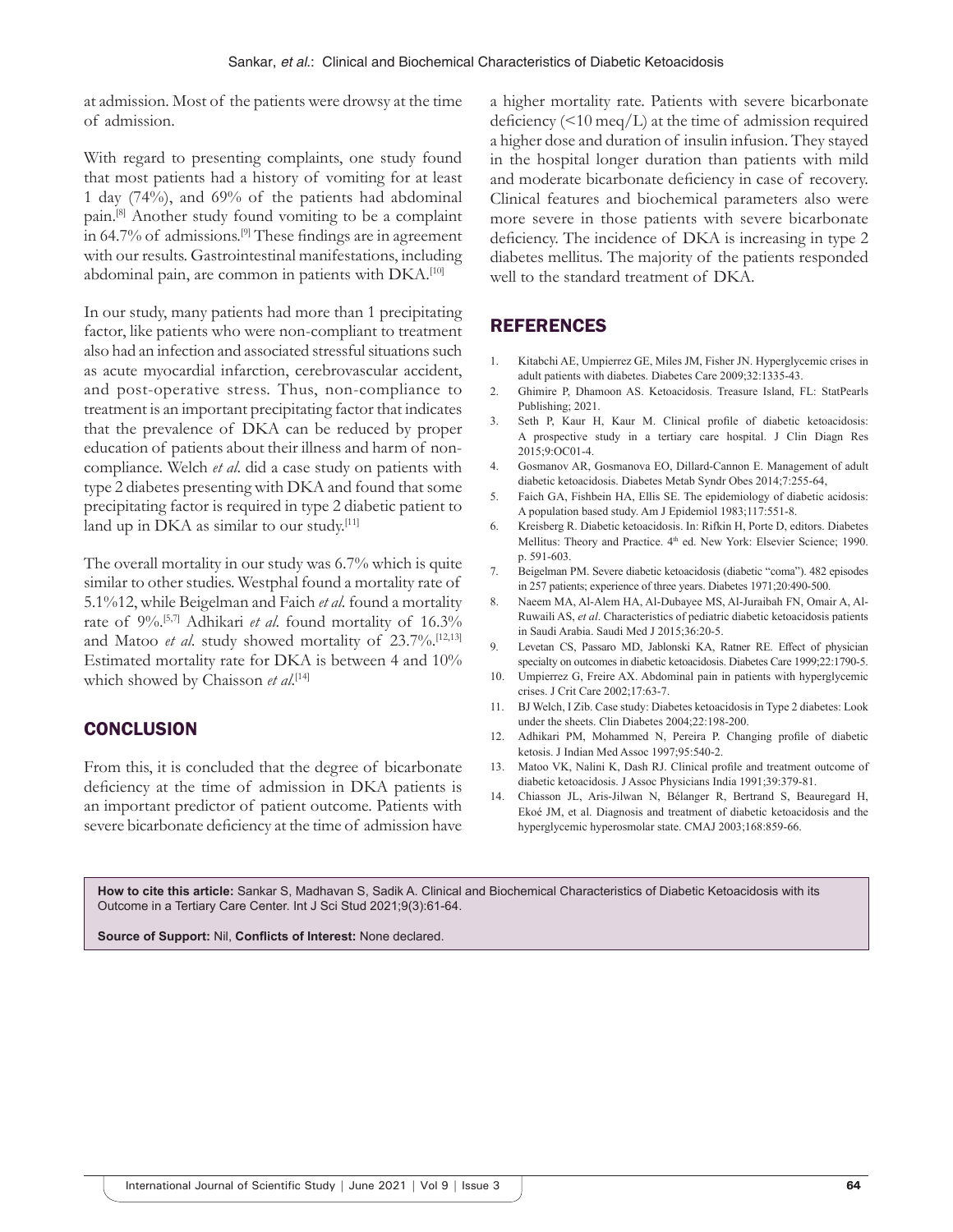at admission. Most of the patients were drowsy at the time of admission.

With regard to presenting complaints, one study found that most patients had a history of vomiting for at least 1 day (74%), and 69% of the patients had abdominal pain.[8] Another study found vomiting to be a complaint in 64.7% of admissions.[9] These findings are in agreement with our results. Gastrointestinal manifestations, including abdominal pain, are common in patients with DKA.[10]

In our study, many patients had more than 1 precipitating factor, like patients who were non-compliant to treatment also had an infection and associated stressful situations such as acute myocardial infarction, cerebrovascular accident, and post-operative stress. Thus, non-compliance to treatment is an important precipitating factor that indicates that the prevalence of DKA can be reduced by proper education of patients about their illness and harm of non-compliance. Welch *et al*. did a case study on patients with type 2 diabetes presenting with DKA and found that some precipitating factor is required in type 2 diabetic patient to land up in DKA as similar to our study.[11]

The overall mortality in our study was 6.7% which is quite similar to other studies. Westphal found a mortality rate of 5.1%12, while Beigelman and Faich *et al*. found a mortality rate of 9%.[5,7] Adhikari *et al*. found mortality of 16.3% and Matoo *et al*. study showed mortality of 23.7%.[12,13] Estimated mortality rate for DKA is between 4 and 10% which showed by Chaisson *et al*.[14]

## CONCLUSION

From this, it is concluded that the degree of bicarbonate deficiency at the time of admission in DKA patients is an important predictor of patient outcome. Patients with severe bicarbonate deficiency at the time of admission have a higher mortality rate. Patients with severe bicarbonate deficiency (<10 meq/L) at the time of admission required a higher dose and duration of insulin infusion. They stayed in the hospital longer duration than patients with mild and moderate bicarbonate deficiency in case of recovery. Clinical features and biochemical parameters also were more severe in those patients with severe bicarbonate deficiency. The incidence of DKA is increasing in type 2 diabetes mellitus. The majority of the patients responded well to the standard treatment of DKA.

## REFERENCES

1. Kitabchi AE, Umpierrez GE, Miles JM, Fisher JN. Hyperglycemic crises in adult patients with diabetes. Diabetes Care 2009;32:1335-43.
2. Ghimire P, Dhamoon AS. Ketoacidosis. Treasure Island, FL: StatPearls Publishing; 2021.
3. Seth P, Kaur H, Kaur M. Clinical profile of diabetic ketoacidosis: A prospective study in a tertiary care hospital. J Clin Diagn Res 2015;9:OC01-4.
4. Gosmanov AR, Gosmanova EO, Dillard-Cannon E. Management of adult diabetic ketoacidosis. Diabetes Metab Syndr Obes 2014;7:255-64,
5. Faich GA, Fishbein HA, Ellis SE. The epidemiology of diabetic acidosis: A population based study. Am J Epidemiol 1983;117:551-8.
6. Kreisberg R. Diabetic ketoacidosis. In: Rifkin H, Porte D, editors. Diabetes Mellitus: Theory and Practice. 4th ed. New York: Elsevier Science; 1990. p. 591-603.
7. Beigelman PM. Severe diabetic ketoacidosis (diabetic "coma"). 482 episodes in 257 patients; experience of three years. Diabetes 1971;20:490-500.
8. Naeem MA, Al-Alem HA, Al-Dubayee MS, Al-Juraibah FN, Omair A, Al-Ruwaili AS, *et al*. Characteristics of pediatric diabetic ketoacidosis patients in Saudi Arabia. Saudi Med J 2015;36:20-5.
9. Levetan CS, Passaro MD, Jablonski KA, Ratner RE. Effect of physician specialty on outcomes in diabetic ketoacidosis. Diabetes Care 1999;22:1790-5.
10. Umpierrez G, Freire AX. Abdominal pain in patients with hyperglycemic crises. J Crit Care 2002;17:63-7.
11. BJ Welch, I Zib. Case study: Diabetes ketoacidosis in Type 2 diabetes: Look under the sheets. Clin Diabetes 2004;22:198-200.
12. Adhikari PM, Mohammed N, Pereira P. Changing profile of diabetic ketosis. J Indian Med Assoc 1997;95:540-2.
13. Matoo VK, Nalini K, Dash RJ. Clinical profile and treatment outcome of diabetic ketoacidosis. J Assoc Physicians India 1991;39:379-81.
14. Chiasson JL, Aris-Jilwan N, Bélanger R, Bertrand S, Beauregard H, Ekoé JM, et al. Diagnosis and treatment of diabetic ketoacidosis and the hyperglycemic hyperosmolar state. CMAJ 2003;168:859-66.

**How to cite this article:** Sankar S, Madhavan S, Sadik A. Clinical and Biochemical Characteristics of Diabetic Ketoacidosis with its Outcome in a Tertiary Care Center. Int J Sci Stud 2021;9(3):61-64.

**Source of Support:** Nil, **Conflicts of Interest:** None declared.